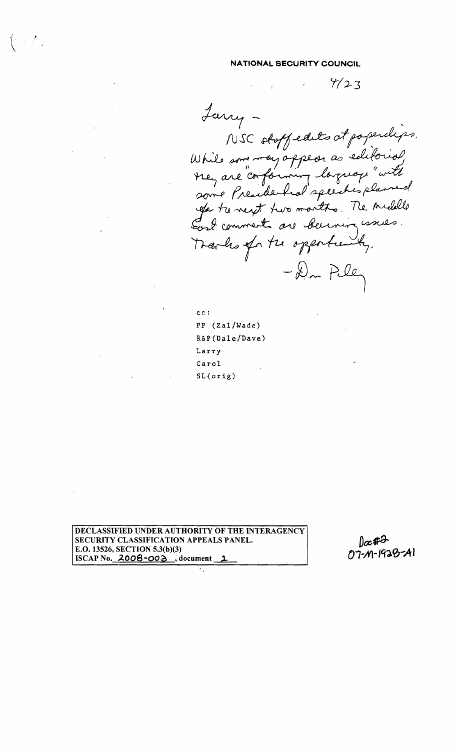**NATIONAL SECURITY COUNCIL**

4/23

Larry –

NSC staff edits at paperclips. While some may appear as editorial, they are "conforming language" with some Presidential speeches planned for the next two months. The Middle East comments are burning issues. Thanks for the opportunity.

– Dan Poley

cc:
PP (Zal/Wade)
R&P (Dale/Dave)
Larry
Carol
SL (orig)

DECLASSIFIED UNDER AUTHORITY OF THE INTERAGENCY SECURITY CLASSIFICATION APPEALS PANEL.
E.O. 13526, SECTION 5.3(b)(3)
ISCAP No. 2008-003, document 1

Doc#2
07-M-1928-A1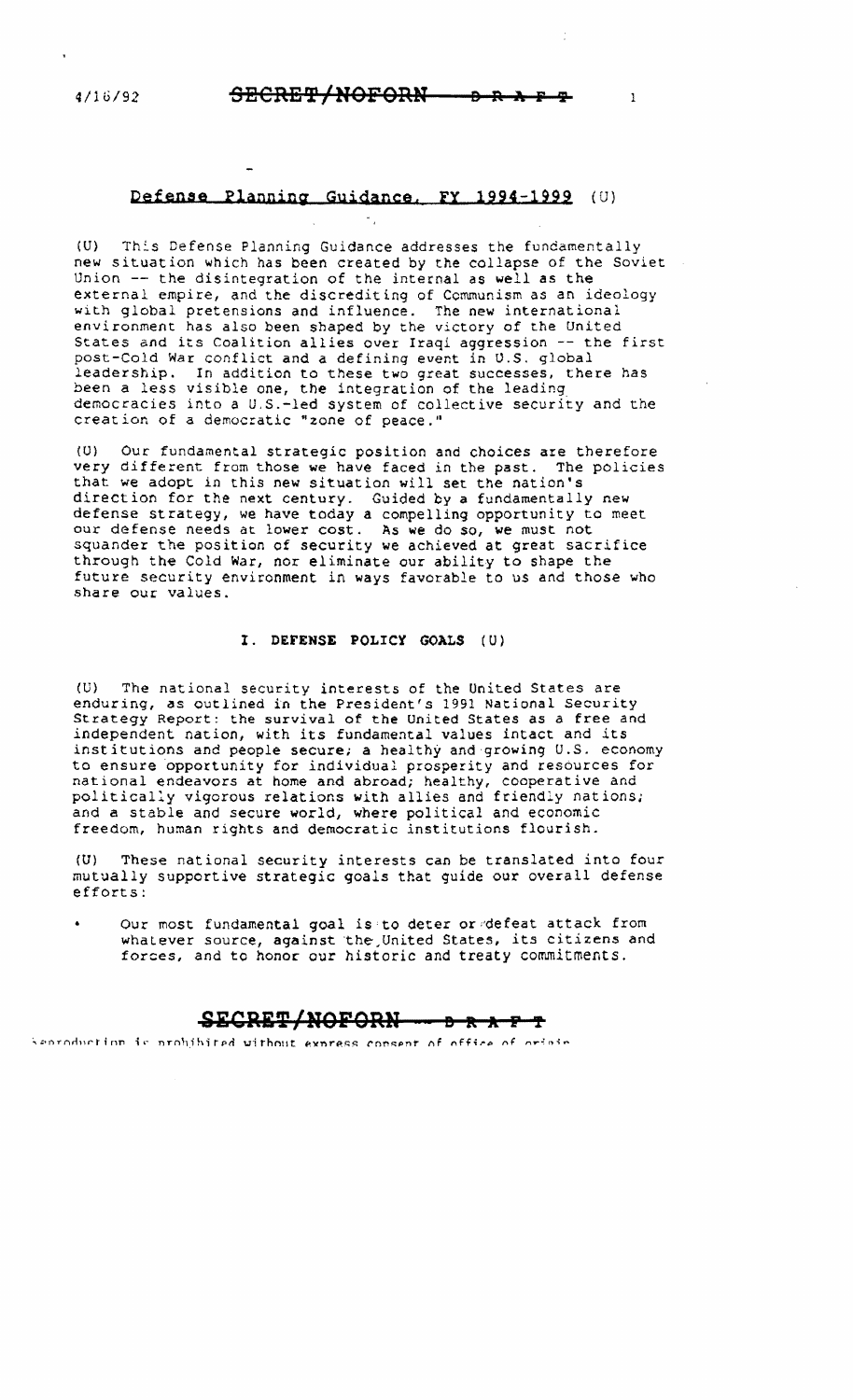## Defense Planning Guidance, FY 1994-1999 (U)

(U) This Defense Planning Guidance addresses the fundamentally new situation which has been created by the collapse of the Soviet Union -- the disintegration of the internal as well as the external empire, and the discrediting of Communism as an ideology with global pretensions and influence. The new international environment has also been shaped by the victory of the United States and its Coalition allies over Iraqi aggression -- the first post-Cold War conflict and a defining event in U.S. global leadership. In addition to these two great successes, there has been a less visible one, the integration of the leading democracies into a U.S.-led system of collective security and the creation of a democratic "zone of peace."

(U) Our fundamental strategic position and choices are therefore very different from those we have faced in the past. The policies that we adopt in this new situation will set the nation's direction for the next century. Guided by a fundamentally new defense strategy, we have today a compelling opportunity to meet our defense needs at lower cost. As we do so, we must not squander the position of security we achieved at great sacrifice through the Cold War, nor eliminate our ability to shape the future security environment in ways favorable to us and those who share our values.

### I. DEFENSE POLICY GOALS (U)

(U) The national security interests of the United States are enduring, as outlined in the President's 1991 National Security Strategy Report: the survival of the United States as a free and independent nation, with its fundamental values intact and its institutions and people secure; a healthy and growing U.S. economy to ensure opportunity for individual prosperity and resources for national endeavors at home and abroad; healthy, cooperative and politically vigorous relations with allies and friendly nations; and a stable and secure world, where political and economic freedom, human rights and democratic institutions flourish.

(U) These national security interests can be translated into four mutually supportive strategic goals that guide our overall defense efforts:

- Our most fundamental goal is to deter or defeat attack from whatever source, against the United States, its citizens and forces, and to honor our historic and treaty commitments.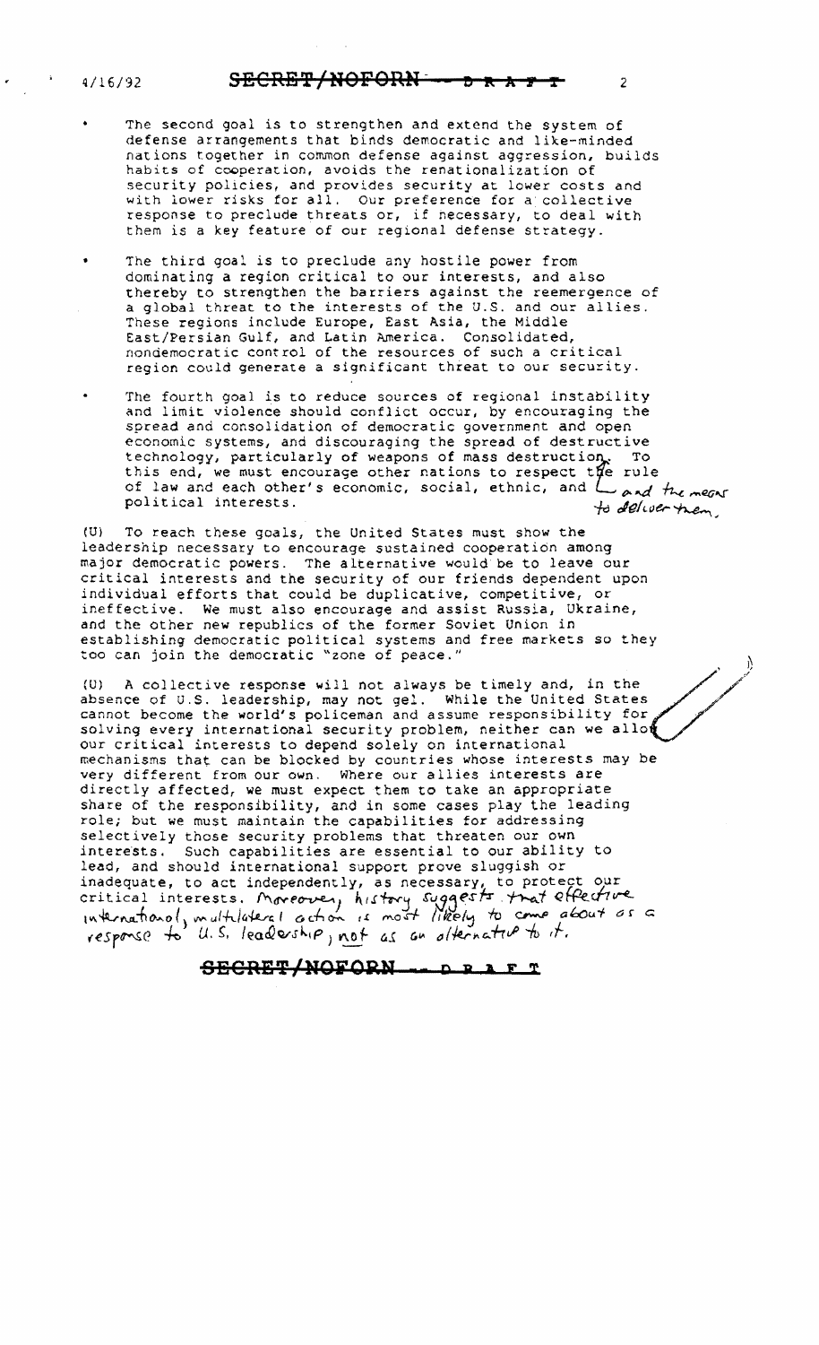- The second goal is to strengthen and extend the system of defense arrangements that binds democratic and like-minded nations together in common defense against aggression, builds habits of cooperation, avoids the renationalization of security policies, and provides security at lower costs and with lower risks for all. Our preference for a collective response to preclude threats or, if necessary, to deal with them is a key feature of our regional defense strategy.

- The third goal is to preclude any hostile power from dominating a region critical to our interests, and also thereby to strengthen the barriers against the reemergence of a global threat to the interests of the U.S. and our allies. These regions include Europe, East Asia, the Middle East/Persian Gulf, and Latin America. Consolidated, nondemocratic control of the resources of such a critical region could generate a significant threat to our security.

- The fourth goal is to reduce sources of regional instability and limit violence should conflict occur, by encouraging the spread and consolidation of democratic government and open economic systems, and discouraging the spread of destructive technology, particularly of weapons of mass destruction and the means to deliver them. To this end, we must encourage other nations to respect the rule of law and each other's economic, social, ethnic, and political interests.

(U) To reach these goals, the United States must show the leadership necessary to encourage sustained cooperation among major democratic powers. The alternative would be to leave our critical interests and the security of our friends dependent upon individual efforts that could be duplicative, competitive, or ineffective. We must also encourage and assist Russia, Ukraine, and the other new republics of the former Soviet Union in establishing democratic political systems and free markets so they too can join the democratic "zone of peace."

(U) A collective response will not always be timely and, in the absence of U.S. leadership, may not gel. While the United States cannot become the world's policeman and assume responsibility for solving every international security problem, neither can we allow our critical interests to depend solely on international mechanisms that can be blocked by countries whose interests may be very different from our own. Where our allies interests are directly affected, we must expect them to take an appropriate share of the responsibility, and in some cases play the leading role; but we must maintain the capabilities for addressing selectively those security problems that threaten our own interests. Such capabilities are essential to our ability to lead, and should international support prove sluggish or inadequate, to act independently, as necessary, to protect our critical interests. Moreover, history suggests that effective international, multilateral action is most likely to come about as a response to U.S. leadership, not as an alternative to it.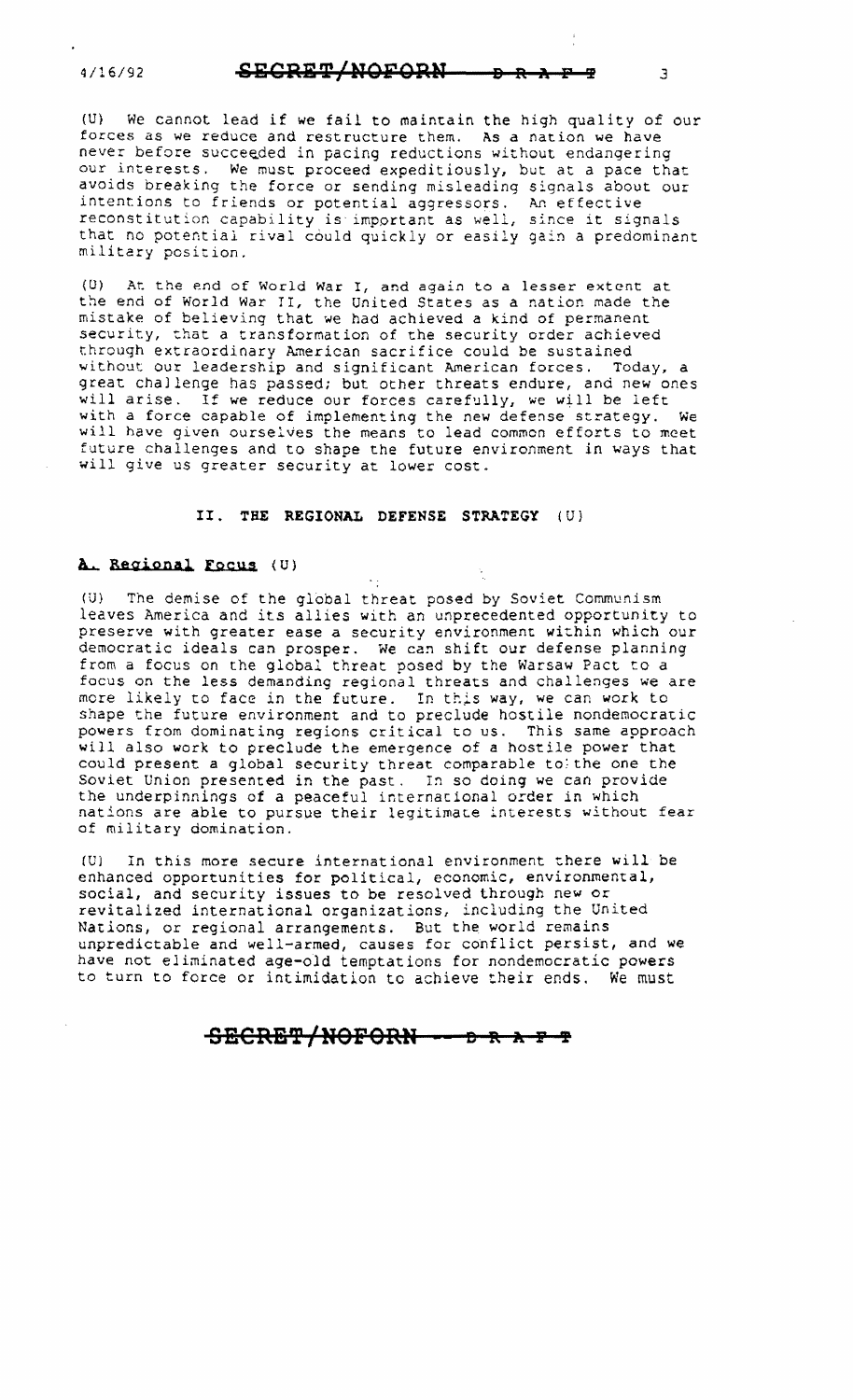(U) We cannot lead if we fail to maintain the high quality of our forces as we reduce and restructure them. As a nation we have never before succeeded in pacing reductions without endangering our interests. We must proceed expeditiously, but at a pace that avoids breaking the force or sending misleading signals about our intentions to friends or potential aggressors. An effective reconstitution capability is important as well, since it signals that no potential rival could quickly or easily gain a predominant military position.

(U) At the end of World War I, and again to a lesser extent at the end of World War II, the United States as a nation made the mistake of believing that we had achieved a kind of permanent security, that a transformation of the security order achieved through extraordinary American sacrifice could be sustained without our leadership and significant American forces. Today, a great challenge has passed; but other threats endure, and new ones will arise. If we reduce our forces carefully, we will be left with a force capable of implementing the new defense strategy. We will have given ourselves the means to lead common efforts to meet future challenges and to shape the future environment in ways that will give us greater security at lower cost.

## II. THE REGIONAL DEFENSE STRATEGY (U)

### A. Regional Focus (U)

(U) The demise of the global threat posed by Soviet Communism leaves America and its allies with an unprecedented opportunity to preserve with greater ease a security environment within which our democratic ideals can prosper. We can shift our defense planning from a focus on the global threat posed by the Warsaw Pact to a focus on the less demanding regional threats and challenges we are more likely to face in the future. In this way, we can work to shape the future environment and to preclude hostile nondemocratic powers from dominating regions critical to us. This same approach will also work to preclude the emergence of a hostile power that could present a global security threat comparable to the one the Soviet Union presented in the past. In so doing we can provide the underpinnings of a peaceful international order in which nations are able to pursue their legitimate interests without fear of military domination.

(U) In this more secure international environment there will be enhanced opportunities for political, economic, environmental, social, and security issues to be resolved through new or revitalized international organizations, including the United Nations, or regional arrangements. But the world remains unpredictable and well-armed, causes for conflict persist, and we have not eliminated age-old temptations for nondemocratic powers to turn to force or intimidation to achieve their ends. We must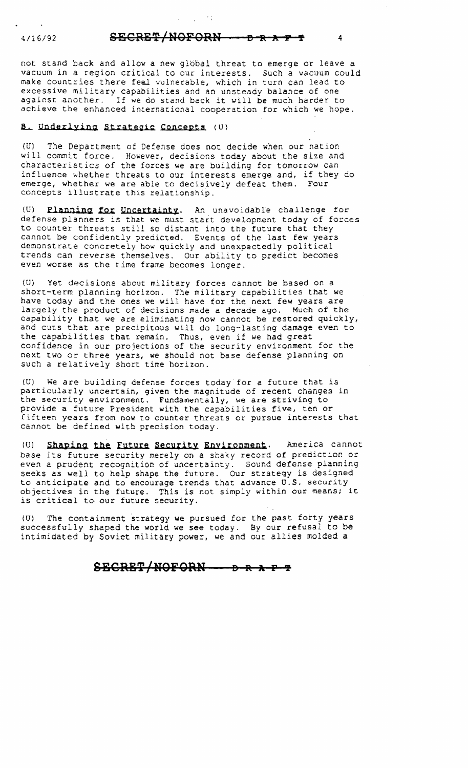not stand back and allow a new global threat to emerge or leave a vacuum in a region critical to our interests. Such a vacuum could make countries there feel vulnerable, which in turn can lead to excessive military capabilities and an unsteady balance of one against another. If we do stand back it will be much harder to achieve the enhanced international cooperation for which we hope.

### B. Underlying Strategic Concepts (U)

(U) The Department of Defense does not decide when our nation will commit force. However, decisions today about the size and characteristics of the forces we are building for tomorrow can influence whether threats to our interests emerge and, if they do emerge, whether we are able to decisively defeat them. Four concepts illustrate this relationship.

(U) **Planning for Uncertainty.** An unavoidable challenge for defense planners is that we must start development today of forces to counter threats still so distant into the future that they cannot be confidently predicted. Events of the last few years demonstrate concretely how quickly and unexpectedly political trends can reverse themselves. Our ability to predict becomes even worse as the time frame becomes longer.

(U) Yet decisions about military forces cannot be based on a short-term planning horizon. The military capabilities that we have today and the ones we will have for the next few years are largely the product of decisions made a decade ago. Much of the capability that we are eliminating now cannot be restored quickly, and cuts that are precipitous will do long-lasting damage even to the capabilities that remain. Thus, even if we had great confidence in our projections of the security environment for the next two or three years, we should not base defense planning on such a relatively short time horizon.

(U) We are building defense forces today for a future that is particularly uncertain, given the magnitude of recent changes in the security environment. Fundamentally, we are striving to provide a future President with the capabilities five, ten or fifteen years from now to counter threats or pursue interests that cannot be defined with precision today.

(U) **Shaping the Future Security Environment.** America cannot base its future security merely on a shaky record of prediction or even a prudent recognition of uncertainty. Sound defense planning seeks as well to help shape the future. Our strategy is designed to anticipate and to encourage trends that advance U.S. security objectives in the future. This is not simply within our means; it is critical to our future security.

(U) The containment strategy we pursued for the past forty years successfully shaped the world we see today. By our refusal to be intimidated by Soviet military power, we and our allies molded a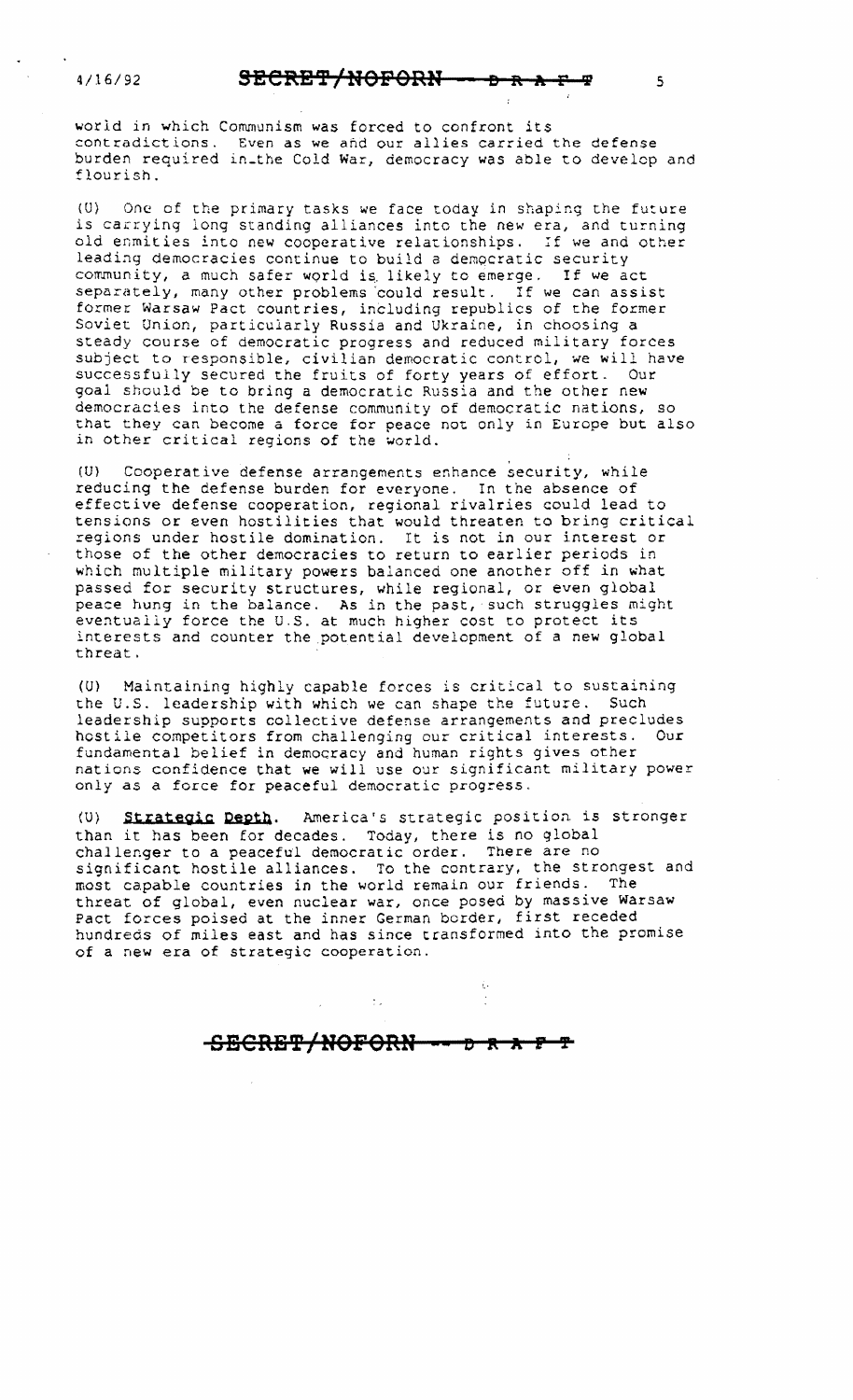world in which Communism was forced to confront its contradictions. Even as we and our allies carried the defense burden required in the Cold War, democracy was able to develop and flourish.

(U) One of the primary tasks we face today in shaping the future is carrying long standing alliances into the new era, and turning old enmities into new cooperative relationships. If we and other leading democracies continue to build a democratic security community, a much safer world is likely to emerge. If we act separately, many other problems could result. If we can assist former Warsaw Pact countries, including republics of the former Soviet Union, particularly Russia and Ukraine, in choosing a steady course of democratic progress and reduced military forces subject to responsible, civilian democratic control, we will have successfully secured the fruits of forty years of effort. Our goal should be to bring a democratic Russia and the other new democracies into the defense community of democratic nations, so that they can become a force for peace not only in Europe but also in other critical regions of the world.

(U) Cooperative defense arrangements enhance security, while reducing the defense burden for everyone. In the absence of effective defense cooperation, regional rivalries could lead to tensions or even hostilities that would threaten to bring critical regions under hostile domination. It is not in our interest or those of the other democracies to return to earlier periods in which multiple military powers balanced one another off in what passed for security structures, while regional, or even global peace hung in the balance. As in the past, such struggles might eventually force the U.S. at much higher cost to protect its interests and counter the potential development of a new global threat.

(U) Maintaining highly capable forces is critical to sustaining the U.S. leadership with which we can shape the future. Such leadership supports collective defense arrangements and precludes hostile competitors from challenging our critical interests. Our fundamental belief in democracy and human rights gives other nations confidence that we will use our significant military power only as a force for peaceful democratic progress.

(U) **Strategic Depth**. America's strategic position is stronger than it has been for decades. Today, there is no global challenger to a peaceful democratic order. There are no significant hostile alliances. To the contrary, the strongest and most capable countries in the world remain our friends. The threat of global, even nuclear war, once posed by massive Warsaw Pact forces poised at the inner German border, first receded hundreds of miles east and has since transformed into the promise of a new era of strategic cooperation.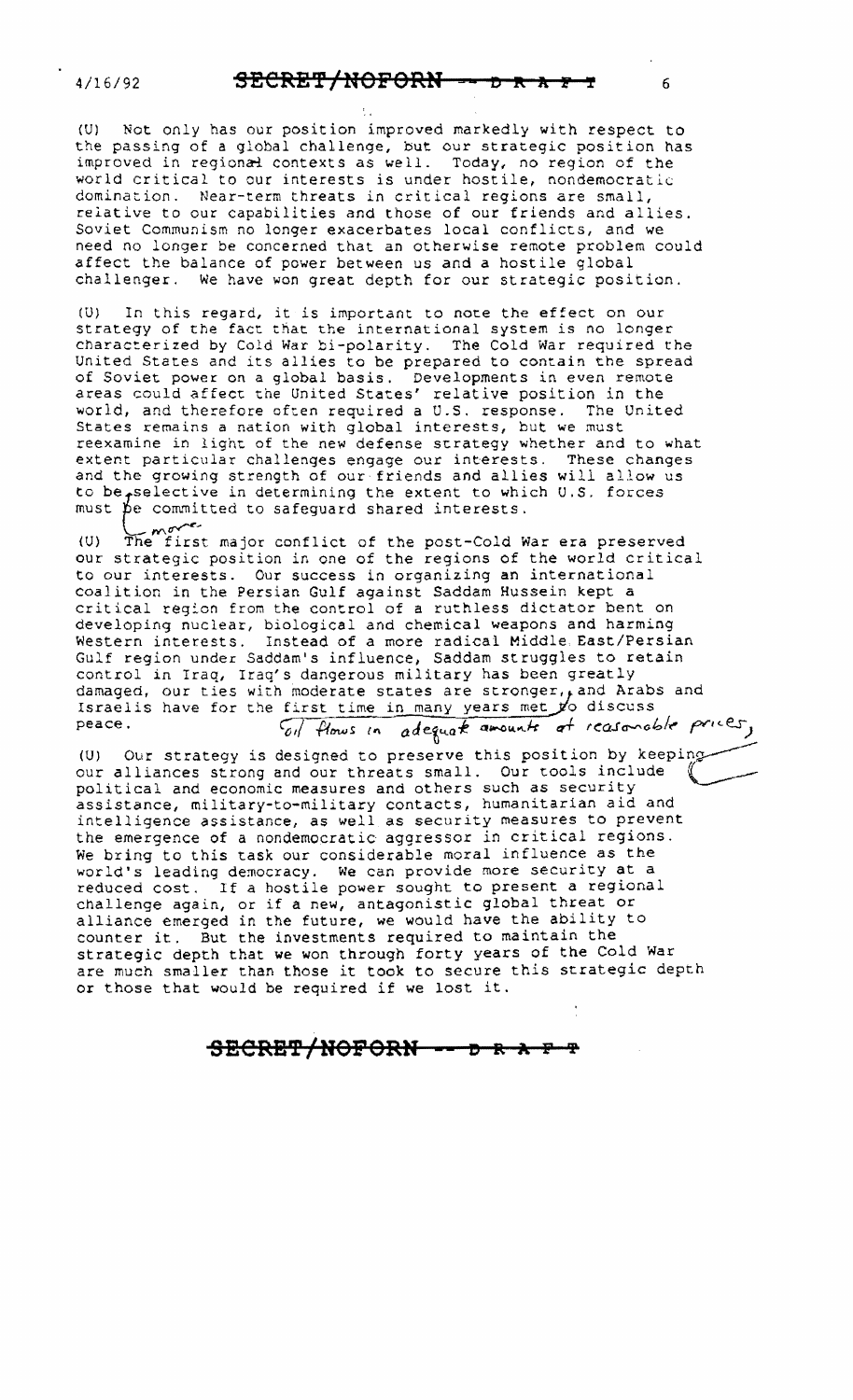(U) Not only has our position improved markedly with respect to the passing of a global challenge, but our strategic position has improved in regional contexts as well. Today, no region of the world critical to our interests is under hostile, nondemocratic domination. Near-term threats in critical regions are small, relative to our capabilities and those of our friends and allies. Soviet Communism no longer exacerbates local conflicts, and we need no longer be concerned that an otherwise remote problem could affect the balance of power between us and a hostile global challenger. We have won great depth for our strategic position.

(U) In this regard, it is important to note the effect on our strategy of the fact that the international system is no longer characterized by Cold War bi-polarity. The Cold War required the United States and its allies to be prepared to contain the spread of Soviet power on a global basis. Developments in even remote areas could affect the United States' relative position in the world, and therefore often required a U.S. response. The United States remains a nation with global interests, but we must reexamine in light of the new defense strategy whether and to what extent particular challenges engage our interests. These changes and the growing strength of our friends and allies will allow us to be more selective in determining the extent to which U.S. forces must be committed to safeguard shared interests.

(U) The first major conflict of the post-Cold War era preserved our strategic position in one of the regions of the world critical to our interests. Our success in organizing an international coalition in the Persian Gulf against Saddam Hussein kept a critical region from the control of a ruthless dictator bent on developing nuclear, biological and chemical weapons and harming Western interests. Instead of a more radical Middle East/Persian Gulf region under Saddam's influence, Saddam struggles to retain control in Iraq, Iraq's dangerous military has been greatly damaged, our ties with moderate states are stronger, oil flows in adequate amounts at reasonable prices, and Arabs and Israelis have for the first time in many years met to discuss peace.

(U) Our strategy is designed to preserve this position by keeping our alliances strong and our threats small. Our tools include political and economic measures and others such as security assistance, military-to-military contacts, humanitarian aid and intelligence assistance, as well as security measures to prevent the emergence of a nondemocratic aggressor in critical regions. We bring to this task our considerable moral influence as the world's leading democracy. We can provide more security at a reduced cost. If a hostile power sought to present a regional challenge again, or if a new, antagonistic global threat or alliance emerged in the future, we would have the ability to counter it. But the investments required to maintain the strategic depth that we won through forty years of the Cold War are much smaller than those it took to secure this strategic depth or those that would be required if we lost it.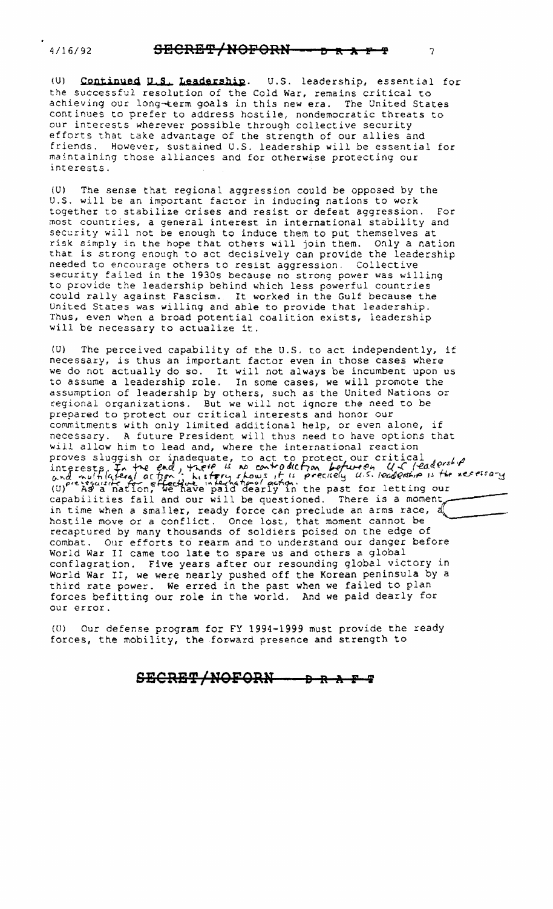(U) **Continued U.S. Leadership**. U.S. leadership, essential for the successful resolution of the Cold War, remains critical to achieving our long-term goals in this new era. The United States continues to prefer to address hostile, nondemocratic threats to our interests wherever possible through collective security efforts that take advantage of the strength of our allies and friends. However, sustained U.S. leadership will be essential for maintaining those alliances and for otherwise protecting our interests.

(U) The sense that regional aggression could be opposed by the U.S. will be an important factor in inducing nations to work together to stabilize crises and resist or defeat aggression. For most countries, a general interest in international stability and security will not be enough to induce them to put themselves at risk simply in the hope that others will join them. Only a nation that is strong enough to act decisively can provide the leadership needed to encourage others to resist aggression. Collective security failed in the 1930s because no strong power was willing to provide the leadership behind which less powerful countries could rally against Fascism. It worked in the Gulf because the United States was willing and able to provide that leadership. Thus, even when a broad potential coalition exists, leadership will be necessary to actualize it.

(U) The perceived capability of the U.S. to act independently, if necessary, is thus an important factor even in those cases where we do not actually do so. It will not always be incumbent upon us to assume a leadership role. In some cases, we will promote the assumption of leadership by others, such as the United Nations or regional organizations. But we will not ignore the need to be prepared to protect our critical interests and honor our commitments with only limited additional help, or even alone, if necessary. A future President will thus need to have options that will allow him to lead and, where the international reaction proves sluggish or inadequate, to act to protect our critical interests. In the end, there is no contradiction between U.S. leadership and multilateral action: history shows it is precisely U.S. leadership is the necessary prerequisite for effective international action.

(U) As a nation, we have paid dearly in the past for letting our capabilities fall and our will be questioned. There is a moment in time when a smaller, ready force can preclude an arms race, a hostile move or a conflict. Once lost, that moment cannot be recaptured by many thousands of soldiers poised on the edge of combat. Our efforts to rearm and to understand our danger before World War II came too late to spare us and others a global conflagration. Five years after our resounding global victory in World War II, we were nearly pushed off the Korean peninsula by a third rate power. We erred in the past when we failed to plan forces befitting our role in the world. And we paid dearly for our error.

(U) Our defense program for FY 1994-1999 must provide the ready forces, the mobility, the forward presence and strength to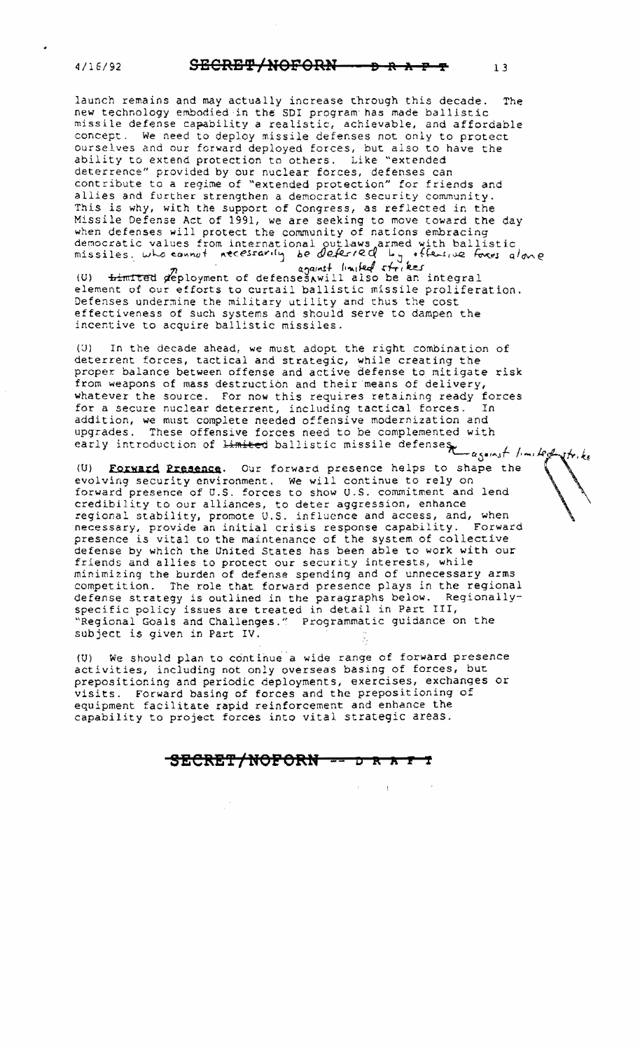launch remains and may actually increase through this decade. The new technology embodied in the SDI program has made ballistic missile defense capability a realistic, achievable, and affordable concept. We need to deploy missile defenses not only to protect ourselves and our forward deployed forces, but also to have the ability to extend protection to others. Like "extended deterrence" provided by our nuclear forces, defenses can contribute to a regime of "extended protection" for friends and allies and further strengthen a democratic security community. This is why, with the support of Congress, as reflected in the Missile Defense Act of 1991, we are seeking to move toward the day when defenses will protect the community of nations embracing democratic values from international outlaws armed with ballistic missiles, who cannot necessarily be deterred by offensive forces alone.

(U) ~~Limited~~ Deployment of defenses against limited strikes will also be an integral element of our efforts to curtail ballistic missile proliferation. Defenses undermine the military utility and thus the cost effectiveness of such systems and should serve to dampen the incentive to acquire ballistic missiles.

(U) In the decade ahead, we must adopt the right combination of deterrent forces, tactical and strategic, while creating the proper balance between offense and active defense to mitigate risk from weapons of mass destruction and their means of delivery, whatever the source. For now this requires retaining ready forces for a secure nuclear deterrent, including tactical forces. In addition, we must complete needed offensive modernization and upgrades. These offensive forces need to be complemented with early introduction of ~~limited~~ ballistic missile defenses against limited strikes.

(U) **Forward Presence**. Our forward presence helps to shape the evolving security environment. We will continue to rely on forward presence of U.S. forces to show U.S. commitment and lend credibility to our alliances, to deter aggression, enhance regional stability, promote U.S. influence and access, and, when necessary, provide an initial crisis response capability. Forward presence is vital to the maintenance of the system of collective defense by which the United States has been able to work with our friends and allies to protect our security interests, while minimizing the burden of defense spending and of unnecessary arms competition. The role that forward presence plays in the regional defense strategy is outlined in the paragraphs below. Regionally-specific policy issues are treated in detail in Part III, "Regional Goals and Challenges." Programmatic guidance on the subject is given in Part IV.

(U) We should plan to continue a wide range of forward presence activities, including not only overseas basing of forces, but prepositioning and periodic deployments, exercises, exchanges or visits. Forward basing of forces and the prepositioning of equipment facilitate rapid reinforcement and enhance the capability to project forces into vital strategic areas.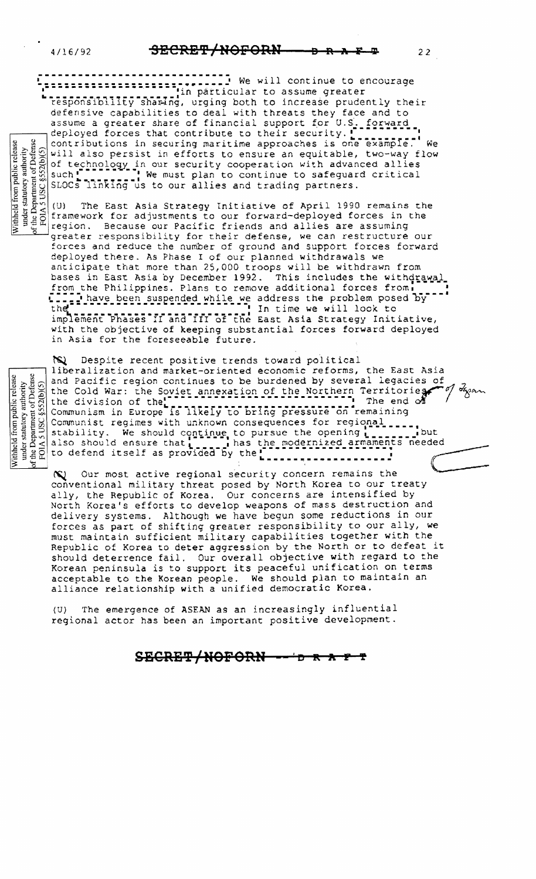[redacted] We will continue to encourage [redacted] in particular to assume greater responsibility sharing, urging both to increase prudently their defensive capabilities to deal with threats they face and to assume a greater share of financial support for U.S. forward deployed forces that contribute to their security. [redacted] contributions in securing maritime approaches is one example. We will also persist in efforts to ensure an equitable, two-way flow of technology in our security cooperation with advanced allies such [redacted] We must plan to continue to safeguard critical SLOCs linking us to our allies and trading partners.

(U) The East Asia Strategy Initiative of April 1990 remains the framework for adjustments to our forward-deployed forces in the region. Because our Pacific friends and allies are assuming greater responsibility for their defense, we can restructure our forces and reduce the number of ground and support forces forward deployed there. As Phase I of our planned withdrawals we anticipate that more than 25,000 troops will be withdrawn from bases in East Asia by December 1992. This includes the withdrawal from the Philippines. Plans to remove additional forces from [redacted] have been suspended while we address the problem posed by the [redacted] In time we will look to implement Phases II and III of the East Asia Strategy Initiative, with the objective of keeping substantial forces forward deployed in Asia for the foreseeable future.

(S) Despite recent positive trends toward political liberalization and market-oriented economic reforms, the East Asia and Pacific region continues to be burdened by several legacies of the Cold War: the Soviet annexation of the Northern Territories of Japan, the division of the [redacted] The end of Communism in Europe is likely to bring pressure on remaining Communist regimes with unknown consequences for regional stability. We should continue to pursue the opening [redacted] but also should ensure that [redacted] has the modernized armaments needed to defend itself as provided by the [redacted]

(S) Our most active regional security concern remains the conventional military threat posed by North Korea to our treaty ally, the Republic of Korea. Our concerns are intensified by North Korea's efforts to develop weapons of mass destruction and delivery systems. Although we have begun some reductions in our forces as part of shifting greater responsibility to our ally, we must maintain sufficient military capabilities together with the Republic of Korea to deter aggression by the North or to defeat it should deterrence fail. Our overall objective with regard to the Korean peninsula is to support its peaceful unification on terms acceptable to the Korean people. We should plan to maintain an alliance relationship with a unified democratic Korea.

(U) The emergence of ASEAN as an increasingly influential regional actor has been an important positive development.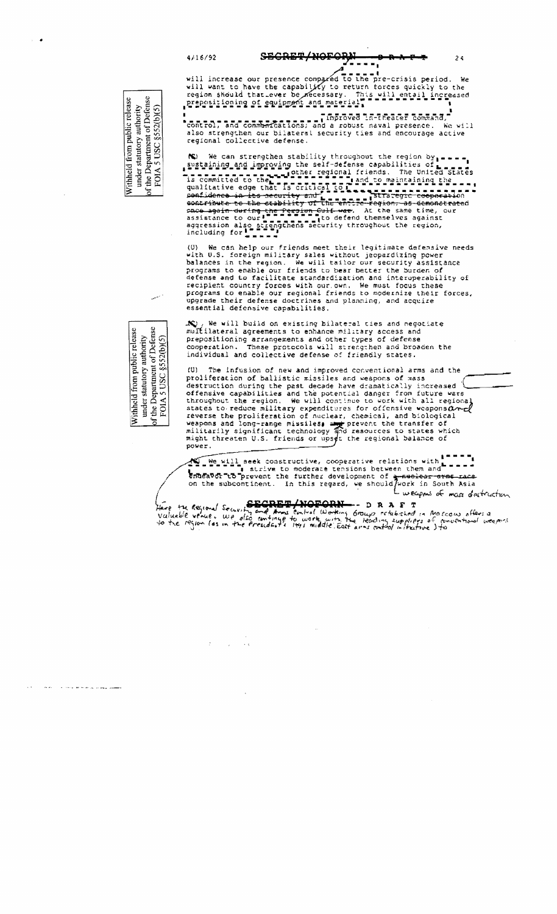4/16/92 SECRET/NOFORN — DRAFT

will increase our presence compared to the pre-crisis period. We will want to have the capability to return forces quickly to the region should that ever be necessary. This will entail increased prepositioning of equipment and materiel, [redacted] improved in-theater command, control, and communications, and a robust naval presence. We will also strengthen our bilateral security ties and encourage active regional collective defense.

Withheld from public release under statutory authority of the Department of Defense FOIA 5 USC §552(b)(5)

(S) We can strengthen stability throughout the region by [redacted] sustaining and improving the self-defense capabilities of [redacted] other regional friends. The United States is committed to the [redacted] and to maintaining the qualitative edge that is critical to [redacted] ~~confidence in its security and~~ [redacted] ~~strategic cooperation contribute to the stability of the entire region, as demonstrated once again during the Persian Gulf war~~. At the same time, our assistance to our [redacted] to defend themselves against aggression also strengthens security throughout the region, including for [redacted]

(U) We can help our friends meet their legitimate defensive needs with U.S. foreign military sales without jeopardizing power balances in the region. We will tailor our security assistance programs to enable our friends to bear better the burden of defense and to facilitate standardization and interoperability of recipient country forces with our own. We must focus these programs to enable our regional friends to modernize their forces, upgrade their defense doctrines and planning, and acquire essential defensive capabilities.

Withheld from public release under statutory authority of the Department of Defense FOIA 5 USC §552(b)(5)

(S) We will build on existing bilateral ties and negotiate multilateral agreements to enhance military access and prepositioning arrangements and other types of defense cooperation. These protocols will strengthen and broaden the individual and collective defense of friendly states.

(U) The infusion of new and improved conventional arms and the proliferation of ballistic missiles and weapons of mass destruction during the past decade have dramatically increased offensive capabilities and the potential danger from future wars throughout the region. We will continue to work with all regional states to reduce military expenditures for offensive weapons and reverse the proliferation of nuclear, chemical, and biological weapons and long-range missiles, ~~and~~ prevent the transfer of militarily significant technology and resources to states which might threaten U.S. friends or upset the regional balance of power.

(S) We will seek constructive, cooperative relations with [redacted] strive to moderate tensions between them and endeavor to prevent the further development of ~~a nuclear arms race~~ weapons of mass destruction on the subcontinent. In this regard, we should work in South Asia

SECRET/NOFORN — DRAFT

*Here the Regional Security and Arms Control Working Group established in Moscow offers a valuable venue. We also continue to work with the leading suppliers of conventional weapons to the region (as in the President's 1991 Middle East arms control initiative) to*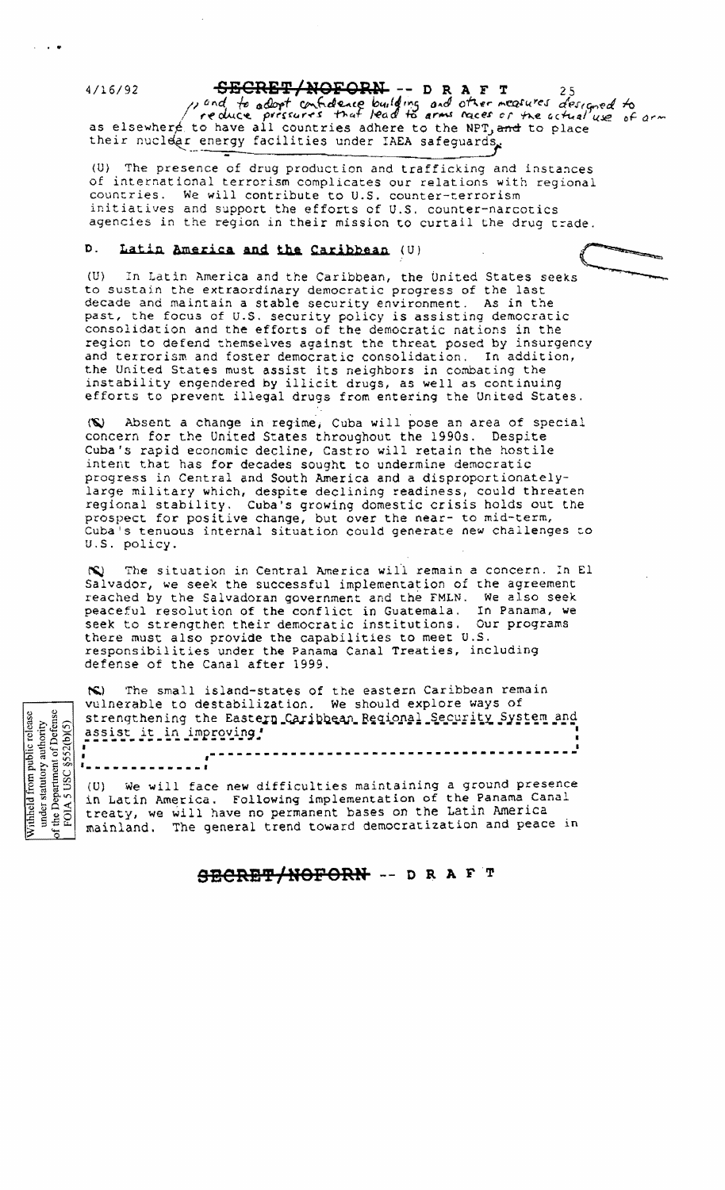4/16/92 ~~SECRET/NOFORN~~ -- DRAFT

, and to adopt confidence building and other measures designed to reduce pressures that lead to arms races or the actual use of arm as elsewhere to have all countries adhere to the NPT, ~~and~~ to place their nuclear energy facilities under IAEA safeguards.

(U) The presence of drug production and trafficking and instances of international terrorism complicates our relations with regional countries. We will contribute to U.S. counter-terrorism initiatives and support the efforts of U.S. counter-narcotics agencies in the region in their mission to curtail the drug trade.

## D. Latin America and the Caribbean (U)

(U) In Latin America and the Caribbean, the United States seeks to sustain the extraordinary democratic progress of the last decade and maintain a stable security environment. As in the past, the focus of U.S. security policy is assisting democratic consolidation and the efforts of the democratic nations in the region to defend themselves against the threat posed by insurgency and terrorism and foster democratic consolidation. In addition, the United States must assist its neighbors in combating the instability engendered by illicit drugs, as well as continuing efforts to prevent illegal drugs from entering the United States.

(S) Absent a change in regime, Cuba will pose an area of special concern for the United States throughout the 1990s. Despite Cuba's rapid economic decline, Castro will retain the hostile intent that has for decades sought to undermine democratic progress in Central and South America and a disproportionately-large military which, despite declining readiness, could threaten regional stability. Cuba's growing domestic crisis holds out the prospect for positive change, but over the near- to mid-term, Cuba's tenuous internal situation could generate new challenges to U.S. policy.

(S) The situation in Central America will remain a concern. In El Salvador, we seek the successful implementation of the agreement reached by the Salvadoran government and the FMLN. We also seek peaceful resolution of the conflict in Guatemala. In Panama, we seek to strengthen their democratic institutions. Our programs there must also provide the capabilities to meet U.S. responsibilities under the Panama Canal Treaties, including defense of the Canal after 1999.

(S) The small island-states of the eastern Caribbean remain vulnerable to destabilization. We should explore ways of strengthening the Eastern Caribbean Regional Security System and assist it in improving

Withheld from public release under statutory authority of the Department of Defense FOIA 5 USC §552(b)(5)

(U) We will face new difficulties maintaining a ground presence in Latin America. Following implementation of the Panama Canal treaty, we will have no permanent bases on the Latin America mainland. The general trend toward democratization and peace in

~~SECRET/NOFORN~~ -- DRAFT